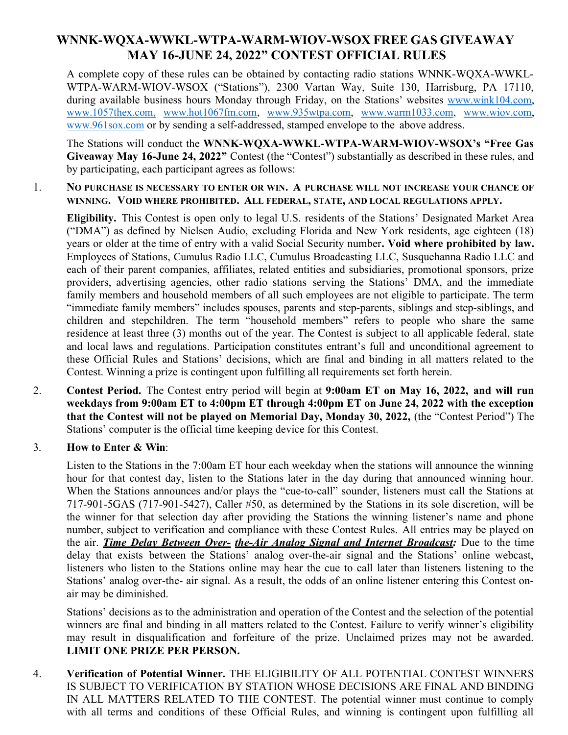# WNNK-WQXA-WWKL-WTPA-WARM-WIOV-WSOX FREE GAS GIVEAWAY MAY 16-JUNE 24, 2022" CONTEST OFFICIAL RULES

A complete copy of these rules can be obtained by contacting radio stations WNNK-WQXA-WWKL-WTPA-WARM-WIOV-WSOX ("Stations"), 2300 Vartan Way, Suite 130, Harrisburg, PA 17110, during available business hours Monday through Friday, on the Stations' websites www.wink104.com, www.1057thex.com, www.hot1067fm.com, www.935wtpa.com, www.warm1033.com, www.wiov.com, www.961sox.com or by sending a self-addressed, stamped envelope to the above address.

The Stations will conduct the **WNNK-WQXA-WWKL-WTPA-WARM-WIOV-WSOX's "Free Gas Giveaway May 16-June 24, 2022"** Contest (the "Contest") substantially as described in these rules, and by participating, each participant agrees as follows:

1. **NO PURCHASE IS NECESSARY TO ENTER OR WIN. A PURCHASE WILL NOT INCREASE YOUR CHANCE OF WINNING. VOID WHERE PROHIBITED. ALL FEDERAL, STATE, AND LOCAL REGULATIONS APPLY.**

   **Eligibility.** This Contest is open only to legal U.S. residents of the Stations' Designated Market Area ("DMA") as defined by Nielsen Audio, excluding Florida and New York residents, age eighteen (18) years or older at the time of entry with a valid Social Security number**. Void where prohibited by law.** Employees of Stations, Cumulus Radio LLC, Cumulus Broadcasting LLC, Susquehanna Radio LLC and each of their parent companies, affiliates, related entities and subsidiaries, promotional sponsors, prize providers, advertising agencies, other radio stations serving the Stations' DMA, and the immediate family members and household members of all such employees are not eligible to participate. The term "immediate family members" includes spouses, parents and step-parents, siblings and step-siblings, and children and stepchildren. The term "household members" refers to people who share the same residence at least three (3) months out of the year. The Contest is subject to all applicable federal, state and local laws and regulations. Participation constitutes entrant's full and unconditional agreement to these Official Rules and Stations' decisions, which are final and binding in all matters related to the Contest. Winning a prize is contingent upon fulfilling all requirements set forth herein.

2. **Contest Period.** The Contest entry period will begin at **9:00am ET on May 16, 2022, and will run weekdays from 9:00am ET to 4:00pm ET through 4:00pm ET on June 24, 2022 with the exception that the Contest will not be played on Memorial Day, Monday 30, 2022,** (the "Contest Period") The Stations' computer is the official time keeping device for this Contest.

3. **How to Enter & Win**:

   Listen to the Stations in the 7:00am ET hour each weekday when the stations will announce the winning hour for that contest day, listen to the Stations later in the day during that announced winning hour. When the Stations announces and/or plays the "cue-to-call" sounder, listeners must call the Stations at 717-901-5GAS (717-901-5427), Caller #50, as determined by the Stations in its sole discretion, will be the winner for that selection day after providing the Stations the winning listener's name and phone number, subject to verification and compliance with these Contest Rules. All entries may be played on the air. ***Time Delay Between Over- the-Air Analog Signal and Internet Broadcast:*** Due to the time delay that exists between the Stations' analog over-the-air signal and the Stations' online webcast, listeners who listen to the Stations online may hear the cue to call later than listeners listening to the Stations' analog over-the- air signal. As a result, the odds of an online listener entering this Contest on-air may be diminished.

   Stations' decisions as to the administration and operation of the Contest and the selection of the potential winners are final and binding in all matters related to the Contest. Failure to verify winner's eligibility may result in disqualification and forfeiture of the prize. Unclaimed prizes may not be awarded. **LIMIT ONE PRIZE PER PERSON.**

4. **Verification of Potential Winner.** THE ELIGIBILITY OF ALL POTENTIAL CONTEST WINNERS IS SUBJECT TO VERIFICATION BY STATION WHOSE DECISIONS ARE FINAL AND BINDING IN ALL MATTERS RELATED TO THE CONTEST. The potential winner must continue to comply with all terms and conditions of these Official Rules, and winning is contingent upon fulfilling all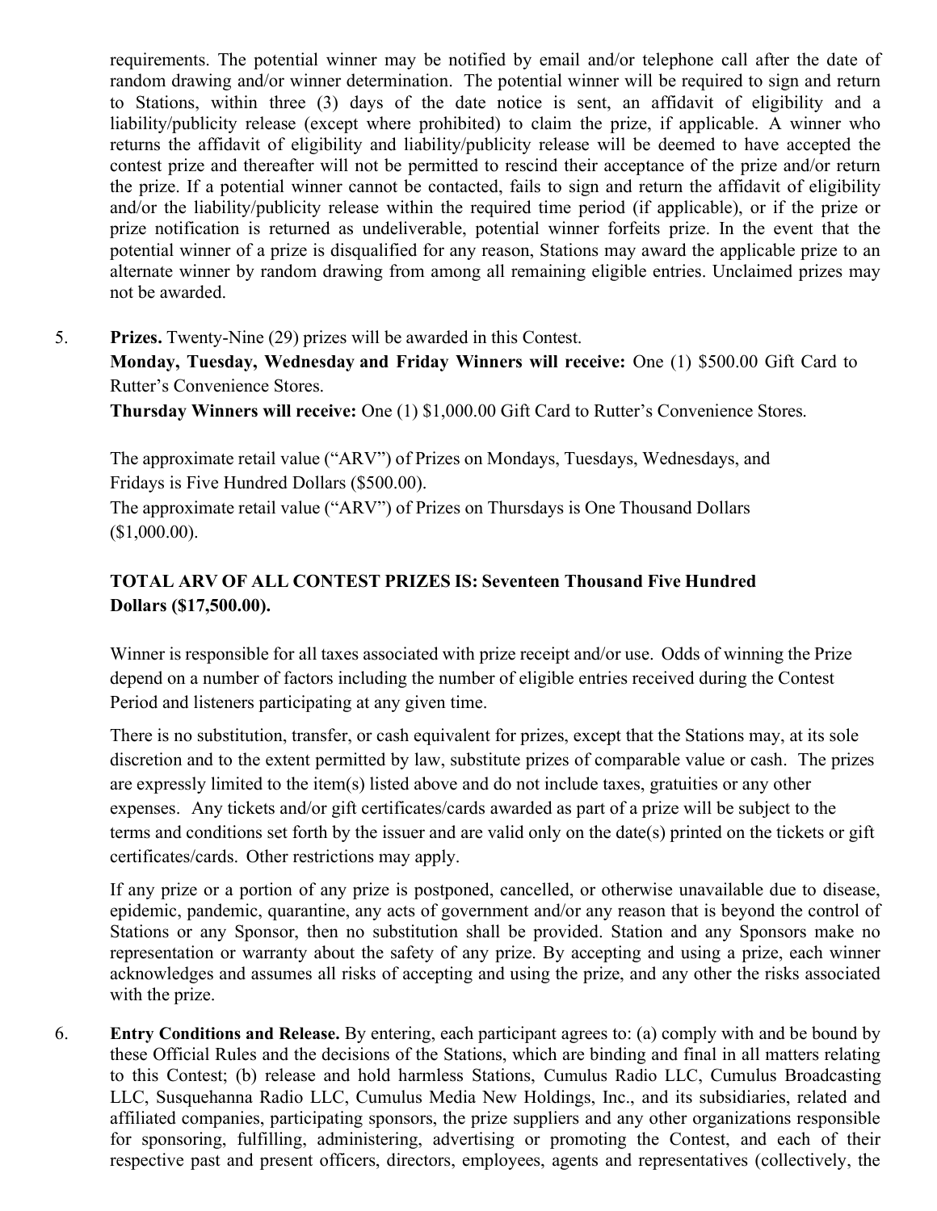requirements. The potential winner may be notified by email and/or telephone call after the date of random drawing and/or winner determination. The potential winner will be required to sign and return to Stations, within three (3) days of the date notice is sent, an affidavit of eligibility and a liability/publicity release (except where prohibited) to claim the prize, if applicable. A winner who returns the affidavit of eligibility and liability/publicity release will be deemed to have accepted the contest prize and thereafter will not be permitted to rescind their acceptance of the prize and/or return the prize. If a potential winner cannot be contacted, fails to sign and return the affidavit of eligibility and/or the liability/publicity release within the required time period (if applicable), or if the prize or prize notification is returned as undeliverable, potential winner forfeits prize. In the event that the potential winner of a prize is disqualified for any reason, Stations may award the applicable prize to an alternate winner by random drawing from among all remaining eligible entries. Unclaimed prizes may not be awarded.

5. **Prizes.** Twenty-Nine (29) prizes will be awarded in this Contest.

   **Monday, Tuesday, Wednesday and Friday Winners will receive:** One (1) $500.00 Gift Card to Rutter's Convenience Stores.

   **Thursday Winners will receive:** One (1) $1,000.00 Gift Card to Rutter's Convenience Stores.

   The approximate retail value ("ARV") of Prizes on Mondays, Tuesdays, Wednesdays, and Fridays is Five Hundred Dollars ($500.00).
   The approximate retail value ("ARV") of Prizes on Thursdays is One Thousand Dollars ($1,000.00).

   **TOTAL ARV OF ALL CONTEST PRIZES IS: Seventeen Thousand Five Hundred Dollars ($17,500.00).**

   Winner is responsible for all taxes associated with prize receipt and/or use. Odds of winning the Prize depend on a number of factors including the number of eligible entries received during the Contest Period and listeners participating at any given time.

   There is no substitution, transfer, or cash equivalent for prizes, except that the Stations may, at its sole discretion and to the extent permitted by law, substitute prizes of comparable value or cash. The prizes are expressly limited to the item(s) listed above and do not include taxes, gratuities or any other expenses. Any tickets and/or gift certificates/cards awarded as part of a prize will be subject to the terms and conditions set forth by the issuer and are valid only on the date(s) printed on the tickets or gift certificates/cards. Other restrictions may apply.

   If any prize or a portion of any prize is postponed, cancelled, or otherwise unavailable due to disease, epidemic, pandemic, quarantine, any acts of government and/or any reason that is beyond the control of Stations or any Sponsor, then no substitution shall be provided. Station and any Sponsors make no representation or warranty about the safety of any prize. By accepting and using a prize, each winner acknowledges and assumes all risks of accepting and using the prize, and any other the risks associated with the prize.

6. **Entry Conditions and Release.** By entering, each participant agrees to: (a) comply with and be bound by these Official Rules and the decisions of the Stations, which are binding and final in all matters relating to this Contest; (b) release and hold harmless Stations, Cumulus Radio LLC, Cumulus Broadcasting LLC, Susquehanna Radio LLC, Cumulus Media New Holdings, Inc., and its subsidiaries, related and affiliated companies, participating sponsors, the prize suppliers and any other organizations responsible for sponsoring, fulfilling, administering, advertising or promoting the Contest, and each of their respective past and present officers, directors, employees, agents and representatives (collectively, the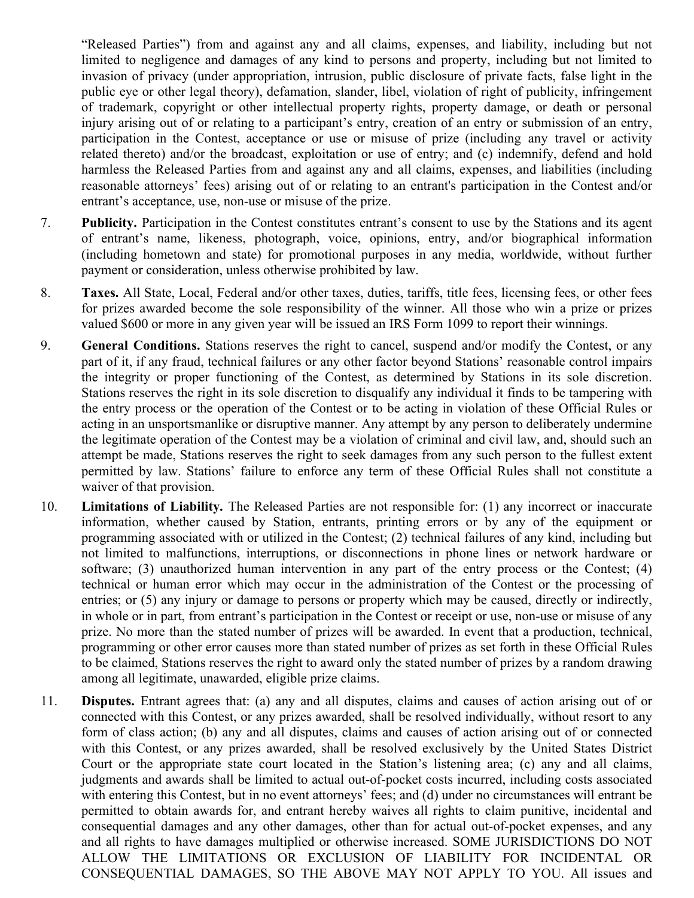"Released Parties") from and against any and all claims, expenses, and liability, including but not limited to negligence and damages of any kind to persons and property, including but not limited to invasion of privacy (under appropriation, intrusion, public disclosure of private facts, false light in the public eye or other legal theory), defamation, slander, libel, violation of right of publicity, infringement of trademark, copyright or other intellectual property rights, property damage, or death or personal injury arising out of or relating to a participant's entry, creation of an entry or submission of an entry, participation in the Contest, acceptance or use or misuse of prize (including any travel or activity related thereto) and/or the broadcast, exploitation or use of entry; and (c) indemnify, defend and hold harmless the Released Parties from and against any and all claims, expenses, and liabilities (including reasonable attorneys' fees) arising out of or relating to an entrant's participation in the Contest and/or entrant's acceptance, use, non-use or misuse of the prize.

7. **Publicity.** Participation in the Contest constitutes entrant's consent to use by the Stations and its agent of entrant's name, likeness, photograph, voice, opinions, entry, and/or biographical information (including hometown and state) for promotional purposes in any media, worldwide, without further payment or consideration, unless otherwise prohibited by law.

8. **Taxes.** All State, Local, Federal and/or other taxes, duties, tariffs, title fees, licensing fees, or other fees for prizes awarded become the sole responsibility of the winner. All those who win a prize or prizes valued $600 or more in any given year will be issued an IRS Form 1099 to report their winnings.

9. **General Conditions.** Stations reserves the right to cancel, suspend and/or modify the Contest, or any part of it, if any fraud, technical failures or any other factor beyond Stations' reasonable control impairs the integrity or proper functioning of the Contest, as determined by Stations in its sole discretion. Stations reserves the right in its sole discretion to disqualify any individual it finds to be tampering with the entry process or the operation of the Contest or to be acting in violation of these Official Rules or acting in an unsportsmanlike or disruptive manner. Any attempt by any person to deliberately undermine the legitimate operation of the Contest may be a violation of criminal and civil law, and, should such an attempt be made, Stations reserves the right to seek damages from any such person to the fullest extent permitted by law. Stations' failure to enforce any term of these Official Rules shall not constitute a waiver of that provision.

10. **Limitations of Liability.** The Released Parties are not responsible for: (1) any incorrect or inaccurate information, whether caused by Station, entrants, printing errors or by any of the equipment or programming associated with or utilized in the Contest; (2) technical failures of any kind, including but not limited to malfunctions, interruptions, or disconnections in phone lines or network hardware or software; (3) unauthorized human intervention in any part of the entry process or the Contest; (4) technical or human error which may occur in the administration of the Contest or the processing of entries; or (5) any injury or damage to persons or property which may be caused, directly or indirectly, in whole or in part, from entrant's participation in the Contest or receipt or use, non-use or misuse of any prize. No more than the stated number of prizes will be awarded. In event that a production, technical, programming or other error causes more than stated number of prizes as set forth in these Official Rules to be claimed, Stations reserves the right to award only the stated number of prizes by a random drawing among all legitimate, unawarded, eligible prize claims.

11. **Disputes.** Entrant agrees that: (a) any and all disputes, claims and causes of action arising out of or connected with this Contest, or any prizes awarded, shall be resolved individually, without resort to any form of class action; (b) any and all disputes, claims and causes of action arising out of or connected with this Contest, or any prizes awarded, shall be resolved exclusively by the United States District Court or the appropriate state court located in the Station's listening area; (c) any and all claims, judgments and awards shall be limited to actual out-of-pocket costs incurred, including costs associated with entering this Contest, but in no event attorneys' fees; and (d) under no circumstances will entrant be permitted to obtain awards for, and entrant hereby waives all rights to claim punitive, incidental and consequential damages and any other damages, other than for actual out-of-pocket expenses, and any and all rights to have damages multiplied or otherwise increased. SOME JURISDICTIONS DO NOT ALLOW THE LIMITATIONS OR EXCLUSION OF LIABILITY FOR INCIDENTAL OR CONSEQUENTIAL DAMAGES, SO THE ABOVE MAY NOT APPLY TO YOU. All issues and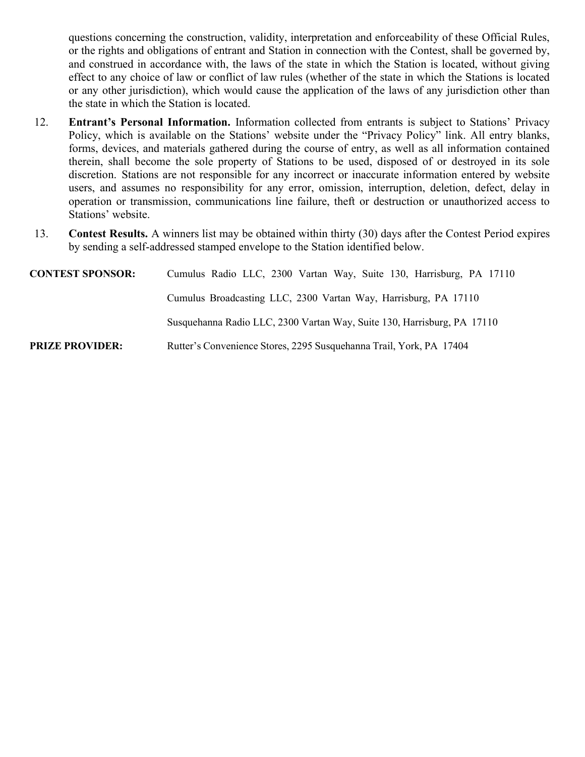questions concerning the construction, validity, interpretation and enforceability of these Official Rules, or the rights and obligations of entrant and Station in connection with the Contest, shall be governed by, and construed in accordance with, the laws of the state in which the Station is located, without giving effect to any choice of law or conflict of law rules (whether of the state in which the Stations is located or any other jurisdiction), which would cause the application of the laws of any jurisdiction other than the state in which the Station is located.

12. **Entrant's Personal Information.** Information collected from entrants is subject to Stations' Privacy Policy, which is available on the Stations' website under the "Privacy Policy" link. All entry blanks, forms, devices, and materials gathered during the course of entry, as well as all information contained therein, shall become the sole property of Stations to be used, disposed of or destroyed in its sole discretion. Stations are not responsible for any incorrect or inaccurate information entered by website users, and assumes no responsibility for any error, omission, interruption, deletion, defect, delay in operation or transmission, communications line failure, theft or destruction or unauthorized access to Stations' website.

13. **Contest Results.** A winners list may be obtained within thirty (30) days after the Contest Period expires by sending a self-addressed stamped envelope to the Station identified below.

**CONTEST SPONSOR:** Cumulus Radio LLC, 2300 Vartan Way, Suite 130, Harrisburg, PA 17110

Cumulus Broadcasting LLC, 2300 Vartan Way, Harrisburg, PA 17110

Susquehanna Radio LLC, 2300 Vartan Way, Suite 130, Harrisburg, PA 17110

**PRIZE PROVIDER:** Rutter's Convenience Stores, 2295 Susquehanna Trail, York, PA 17404